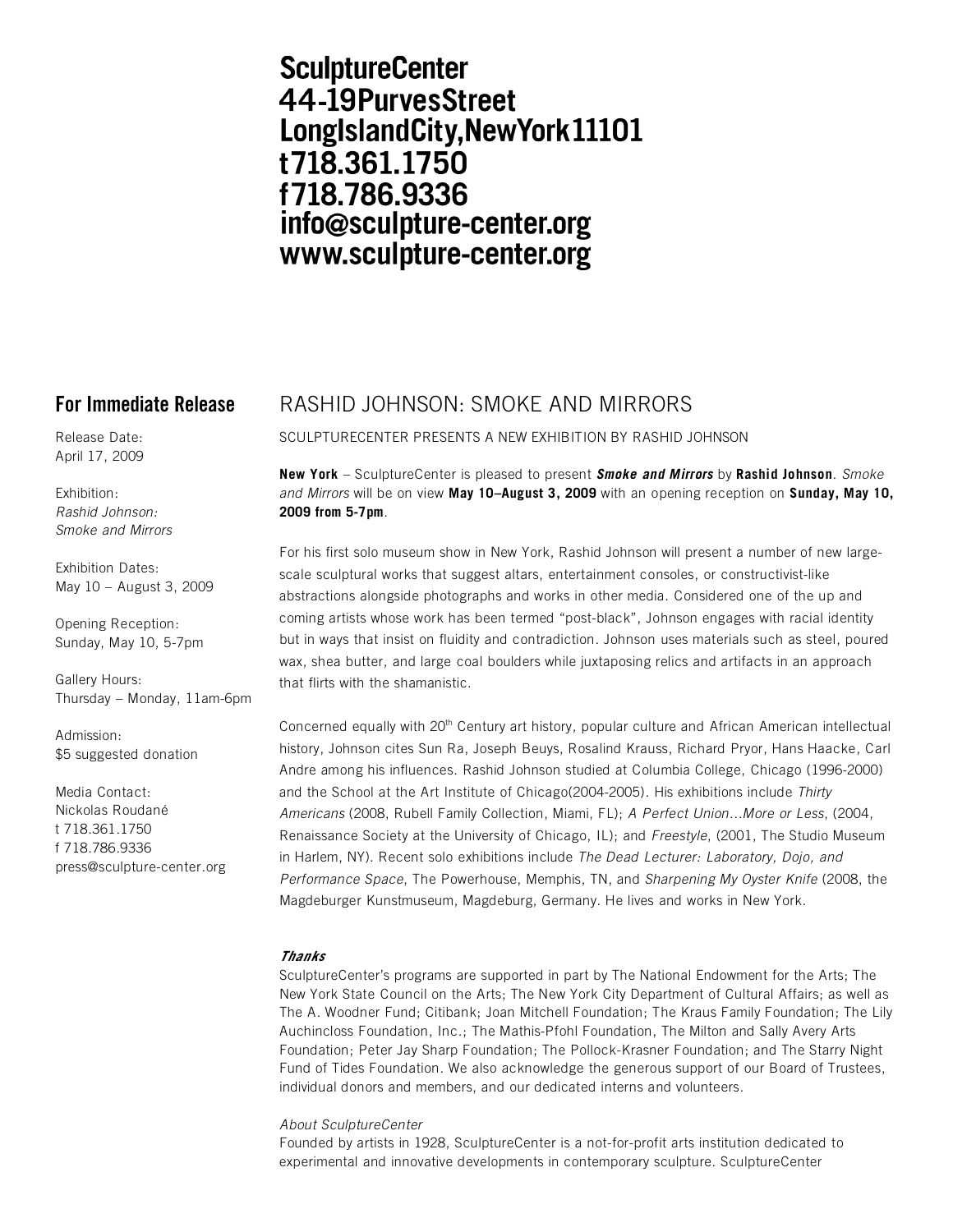**SculptureCenter**
**44-19PurvesStreet**
**LongIslandCity,NewYork11101**
**t718.361.1750**
**f718.786.9336**
**info@sculpture-center.org**
**www.sculpture-center.org**

## For Immediate Release

Release Date:
April 17, 2009

Exhibition:
*Rashid Johnson: Smoke and Mirrors*

Exhibition Dates:
May 10 – August 3, 2009

Opening Reception:
Sunday, May 10, 5-7pm

Gallery Hours:
Thursday – Monday, 11am-6pm

Admission:
$5 suggested donation

Media Contact:
Nickolas Roudané
t 718.361.1750
f 718.786.9336
press@sculpture-center.org

# RASHID JOHNSON: SMOKE AND MIRRORS

SCULPTURECENTER PRESENTS A NEW EXHIBITION BY RASHID JOHNSON

**New York** – SculptureCenter is pleased to present ***Smoke and Mirrors*** by **Rashid Johnson**. *Smoke and Mirrors* will be on view **May 10–August 3, 2009** with an opening reception on **Sunday, May 10, 2009 from 5-7pm**.

For his first solo museum show in New York, Rashid Johnson will present a number of new large-scale sculptural works that suggest altars, entertainment consoles, or constructivist-like abstractions alongside photographs and works in other media. Considered one of the up and coming artists whose work has been termed "post-black", Johnson engages with racial identity but in ways that insist on fluidity and contradiction. Johnson uses materials such as steel, poured wax, shea butter, and large coal boulders while juxtaposing relics and artifacts in an approach that flirts with the shamanistic.

Concerned equally with 20th Century art history, popular culture and African American intellectual history, Johnson cites Sun Ra, Joseph Beuys, Rosalind Krauss, Richard Pryor, Hans Haacke, Carl Andre among his influences. Rashid Johnson studied at Columbia College, Chicago (1996-2000) and the School at the Art Institute of Chicago(2004-2005). His exhibitions include *Thirty Americans* (2008, Rubell Family Collection, Miami, FL); *A Perfect Union…More or Less*, (2004, Renaissance Society at the University of Chicago, IL); and *Freestyle*, (2001, The Studio Museum in Harlem, NY). Recent solo exhibitions include *The Dead Lecturer: Laboratory, Dojo, and Performance Space*, The Powerhouse, Memphis, TN, and *Sharpening My Oyster Knife* (2008, the Magdeburger Kunstmuseum, Magdeburg, Germany. He lives and works in New York.

***Thanks***

SculptureCenter's programs are supported in part by The National Endowment for the Arts; The New York State Council on the Arts; The New York City Department of Cultural Affairs; as well as The A. Woodner Fund; Citibank; Joan Mitchell Foundation; The Kraus Family Foundation; The Lily Auchincloss Foundation, Inc.; The Mathis-Pfohl Foundation, The Milton and Sally Avery Arts Foundation; Peter Jay Sharp Foundation; The Pollock-Krasner Foundation; and The Starry Night Fund of Tides Foundation. We also acknowledge the generous support of our Board of Trustees, individual donors and members, and our dedicated interns and volunteers.

*About SculptureCenter*

Founded by artists in 1928, SculptureCenter is a not-for-profit arts institution dedicated to experimental and innovative developments in contemporary sculpture. SculptureCenter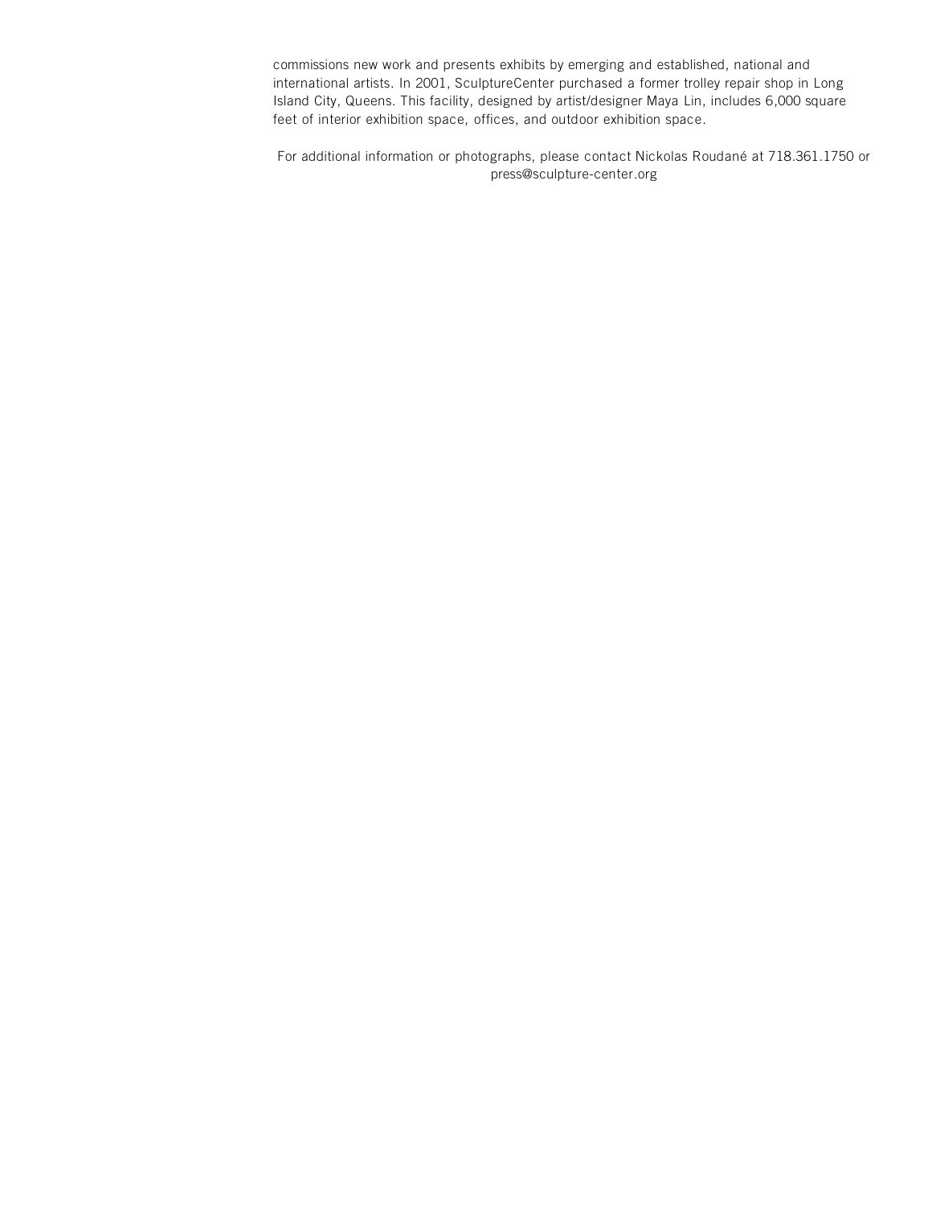commissions new work and presents exhibits by emerging and established, national and international artists. In 2001, SculptureCenter purchased a former trolley repair shop in Long Island City, Queens. This facility, designed by artist/designer Maya Lin, includes 6,000 square feet of interior exhibition space, offices, and outdoor exhibition space.

For additional information or photographs, please contact Nickolas Roudané at 718.361.1750 or press@sculpture-center.org